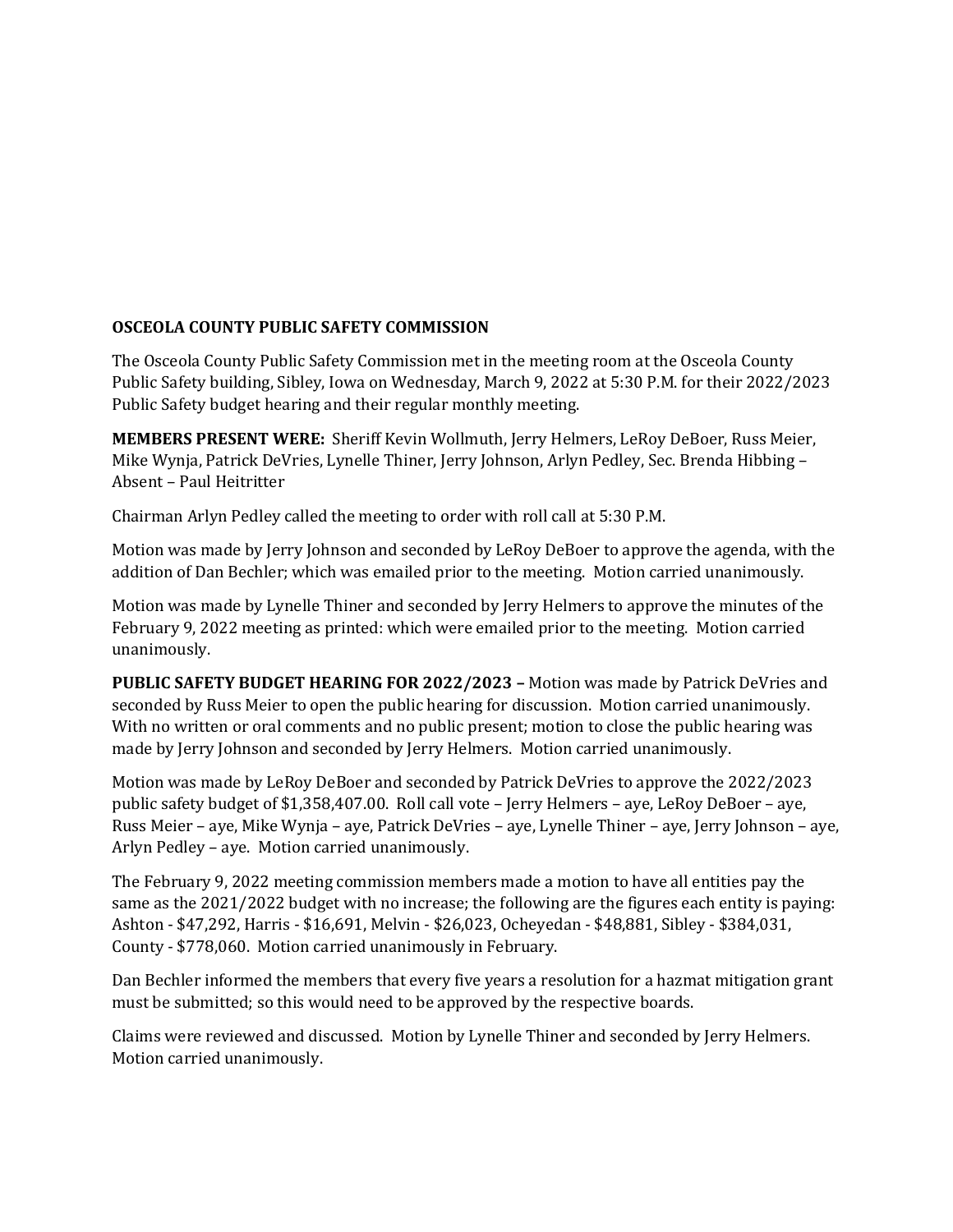**OSCEOLA COUNTY PUBLIC SAFETY COMMISSION**

The Osceola County Public Safety Commission met in the meeting room at the Osceola County Public Safety building, Sibley, Iowa on Wednesday, March 9, 2022 at 5:30 P.M. for their 2022/2023 Public Safety budget hearing and their regular monthly meeting.

**MEMBERS PRESENT WERE:** Sheriff Kevin Wollmuth, Jerry Helmers, LeRoy DeBoer, Russ Meier, Mike Wynja, Patrick DeVries, Lynelle Thiner, Jerry Johnson, Arlyn Pedley, Sec. Brenda Hibbing – Absent – Paul Heitritter

Chairman Arlyn Pedley called the meeting to order with roll call at 5:30 P.M.

Motion was made by Jerry Johnson and seconded by LeRoy DeBoer to approve the agenda, with the addition of Dan Bechler; which was emailed prior to the meeting. Motion carried unanimously.

Motion was made by Lynelle Thiner and seconded by Jerry Helmers to approve the minutes of the February 9, 2022 meeting as printed: which were emailed prior to the meeting. Motion carried unanimously.

**PUBLIC SAFETY BUDGET HEARING FOR 2022/2023 –** Motion was made by Patrick DeVries and seconded by Russ Meier to open the public hearing for discussion. Motion carried unanimously. With no written or oral comments and no public present; motion to close the public hearing was made by Jerry Johnson and seconded by Jerry Helmers. Motion carried unanimously.

Motion was made by LeRoy DeBoer and seconded by Patrick DeVries to approve the 2022/2023 public safety budget of $1,358,407.00. Roll call vote – Jerry Helmers – aye, LeRoy DeBoer – aye, Russ Meier – aye, Mike Wynja – aye, Patrick DeVries – aye, Lynelle Thiner – aye, Jerry Johnson – aye, Arlyn Pedley – aye. Motion carried unanimously.

The February 9, 2022 meeting commission members made a motion to have all entities pay the same as the 2021/2022 budget with no increase; the following are the figures each entity is paying: Ashton - $47,292, Harris - $16,691, Melvin - $26,023, Ocheyedan - $48,881, Sibley - $384,031, County - $778,060. Motion carried unanimously in February.

Dan Bechler informed the members that every five years a resolution for a hazmat mitigation grant must be submitted; so this would need to be approved by the respective boards.

Claims were reviewed and discussed. Motion by Lynelle Thiner and seconded by Jerry Helmers. Motion carried unanimously.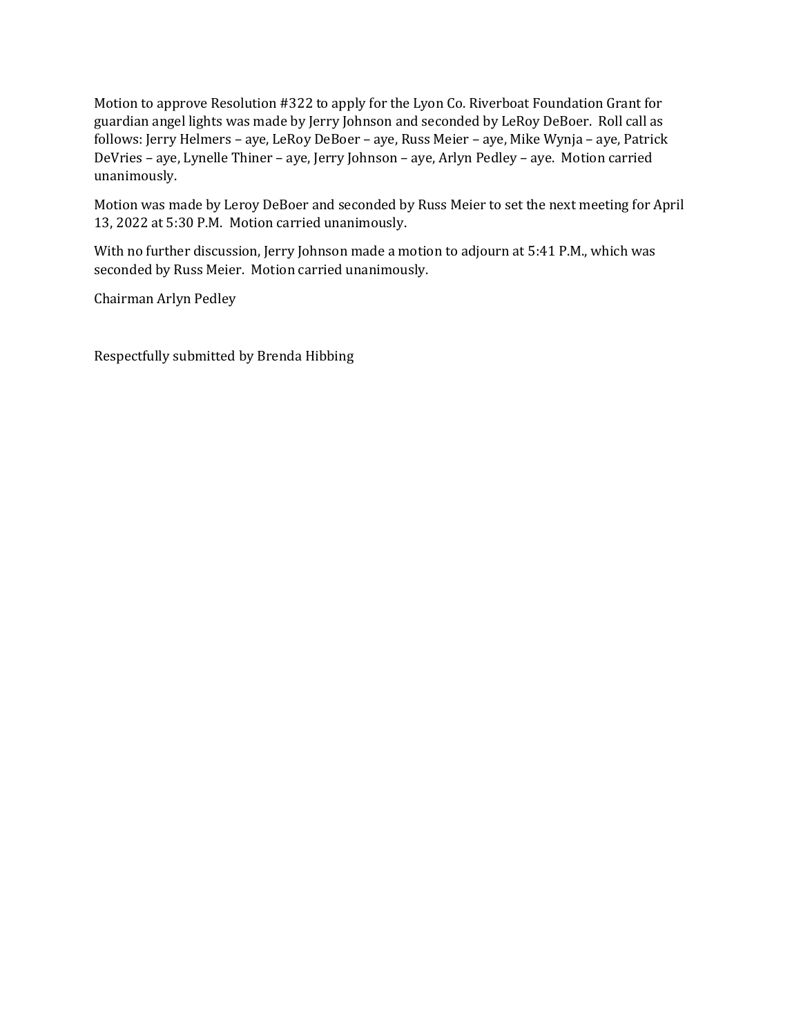Motion to approve Resolution #322 to apply for the Lyon Co. Riverboat Foundation Grant for guardian angel lights was made by Jerry Johnson and seconded by LeRoy DeBoer. Roll call as follows: Jerry Helmers – aye, LeRoy DeBoer – aye, Russ Meier – aye, Mike Wynja – aye, Patrick DeVries – aye, Lynelle Thiner – aye, Jerry Johnson – aye, Arlyn Pedley – aye. Motion carried unanimously.

Motion was made by Leroy DeBoer and seconded by Russ Meier to set the next meeting for April 13, 2022 at 5:30 P.M. Motion carried unanimously.

With no further discussion, Jerry Johnson made a motion to adjourn at 5:41 P.M., which was seconded by Russ Meier. Motion carried unanimously.

Chairman Arlyn Pedley

Respectfully submitted by Brenda Hibbing